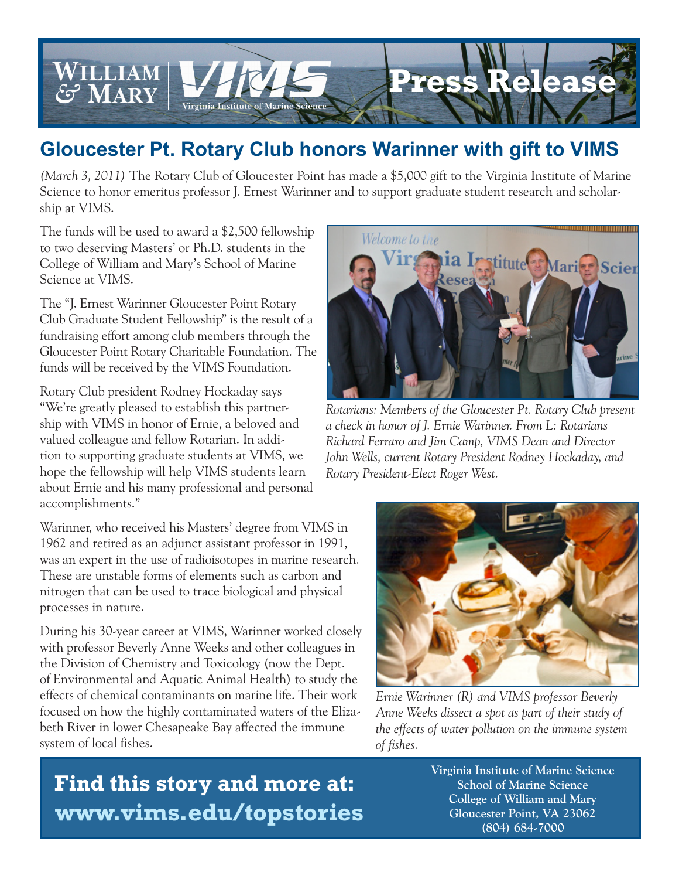## Gloucester Pt. Rotary Club honors Warinner with gift to VIMS

*(March 3, 2011)* The Rotary Club of Gloucester Point has made a $5,000 gift to the Virginia Institute of Marine Science to honor emeritus professor J. Ernest Warinner and to support graduate student research and scholarship at VIMS.

The funds will be used to award a $2,500 fellowship to two deserving Masters' or Ph.D. students in the College of William and Mary's School of Marine Science at VIMS.

The "J. Ernest Warinner Gloucester Point Rotary Club Graduate Student Fellowship" is the result of a fundraising effort among club members through the Gloucester Point Rotary Charitable Foundation. The funds will be received by the VIMS Foundation.

Rotary Club president Rodney Hockaday says "We're greatly pleased to establish this partnership with VIMS in honor of Ernie, a beloved and valued colleague and fellow Rotarian. In addition to supporting graduate students at VIMS, we hope the fellowship will help VIMS students learn about Ernie and his many professional and personal accomplishments."

*Rotarians: Members of the Gloucester Pt. Rotary Club present a check in honor of J. Ernie Warinner. From L: Rotarians Richard Ferraro and Jim Camp, VIMS Dean and Director John Wells, current Rotary President Rodney Hockaday, and Rotary President-Elect Roger West.*

Warinner, who received his Masters' degree from VIMS in 1962 and retired as an adjunct assistant professor in 1991, was an expert in the use of radioisotopes in marine research. These are unstable forms of elements such as carbon and nitrogen that can be used to trace biological and physical processes in nature.

During his 30-year career at VIMS, Warinner worked closely with professor Beverly Anne Weeks and other colleagues in the Division of Chemistry and Toxicology (now the Dept. of Environmental and Aquatic Animal Health) to study the effects of chemical contaminants on marine life. Their work focused on how the highly contaminated waters of the Elizabeth River in lower Chesapeake Bay affected the immune system of local fishes.

*Ernie Warinner (R) and VIMS professor Beverly Anne Weeks dissect a spot as part of their study of the effects of water pollution on the immune system of fishes.*

**Find this story and more at: www.vims.edu/topstories**

**Virginia Institute of Marine Science**
**School of Marine Science**
**College of William and Mary**
**Gloucester Point, VA 23062**
**(804) 684-7000**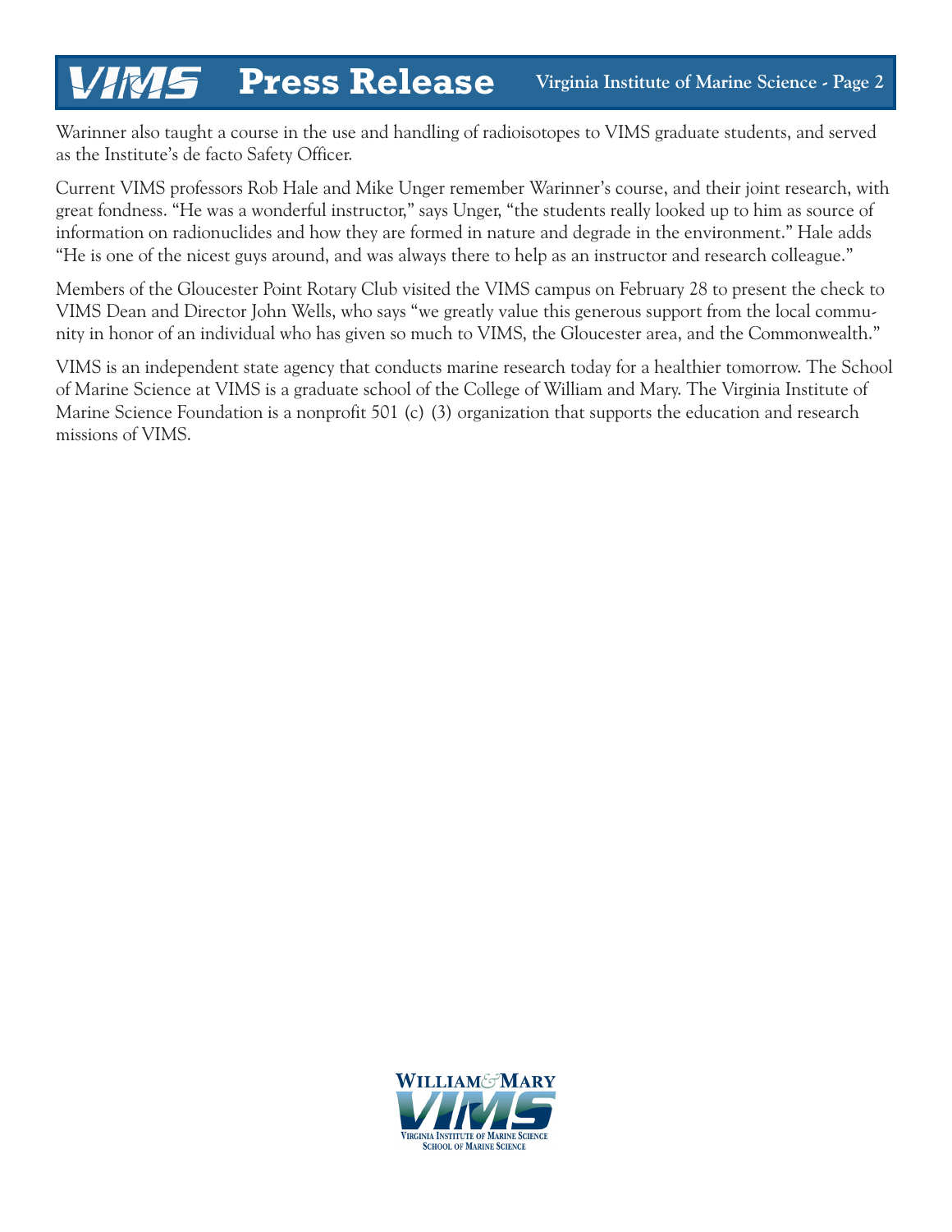Warinner also taught a course in the use and handling of radioisotopes to VIMS graduate students, and served as the Institute's de facto Safety Officer.

Current VIMS professors Rob Hale and Mike Unger remember Warinner's course, and their joint research, with great fondness. "He was a wonderful instructor," says Unger, "the students really looked up to him as source of information on radionuclides and how they are formed in nature and degrade in the environment." Hale adds "He is one of the nicest guys around, and was always there to help as an instructor and research colleague."

Members of the Gloucester Point Rotary Club visited the VIMS campus on February 28 to present the check to VIMS Dean and Director John Wells, who says "we greatly value this generous support from the local community in honor of an individual who has given so much to VIMS, the Gloucester area, and the Commonwealth."

VIMS is an independent state agency that conducts marine research today for a healthier tomorrow. The School of Marine Science at VIMS is a graduate school of the College of William and Mary. The Virginia Institute of Marine Science Foundation is a nonprofit 501 (c) (3) organization that supports the education and research missions of VIMS.

WILLIAM & MARY
VIMS
VIRGINIA INSTITUTE OF MARINE SCIENCE
SCHOOL OF MARINE SCIENCE